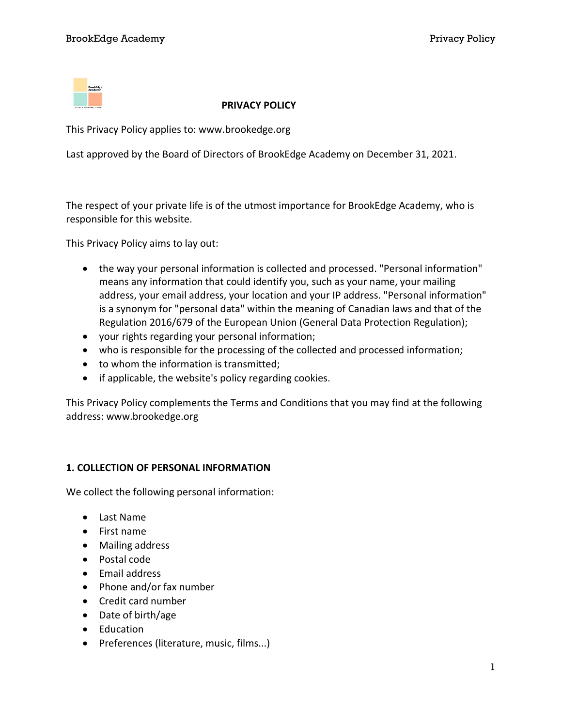# PRIVACY POLICY

This Privacy Policy applies to: www.brookedge.org

Last approved by the Board of Directors of BrookEdge Academy on December 31, 2021.

The respect of your private life is of the utmost importance for BrookEdge Academy, who is responsible for this website.

This Privacy Policy aims to lay out:

- the way your personal information is collected and processed. "Personal information" means any information that could identify you, such as your name, your mailing address, your email address, your location and your IP address. "Personal information" is a synonym for "personal data" within the meaning of Canadian laws and that of the Regulation 2016/679 of the European Union (General Data Protection Regulation);
- your rights regarding your personal information;
- who is responsible for the processing of the collected and processed information;
- to whom the information is transmitted;
- if applicable, the website's policy regarding cookies.

This Privacy Policy complements the Terms and Conditions that you may find at the following address: www.brookedge.org

## 1. COLLECTION OF PERSONAL INFORMATION

We collect the following personal information:

- Last Name
- First name
- Mailing address
- Postal code
- Email address
- Phone and/or fax number
- Credit card number
- Date of birth/age
- Education
- Preferences (literature, music, films...)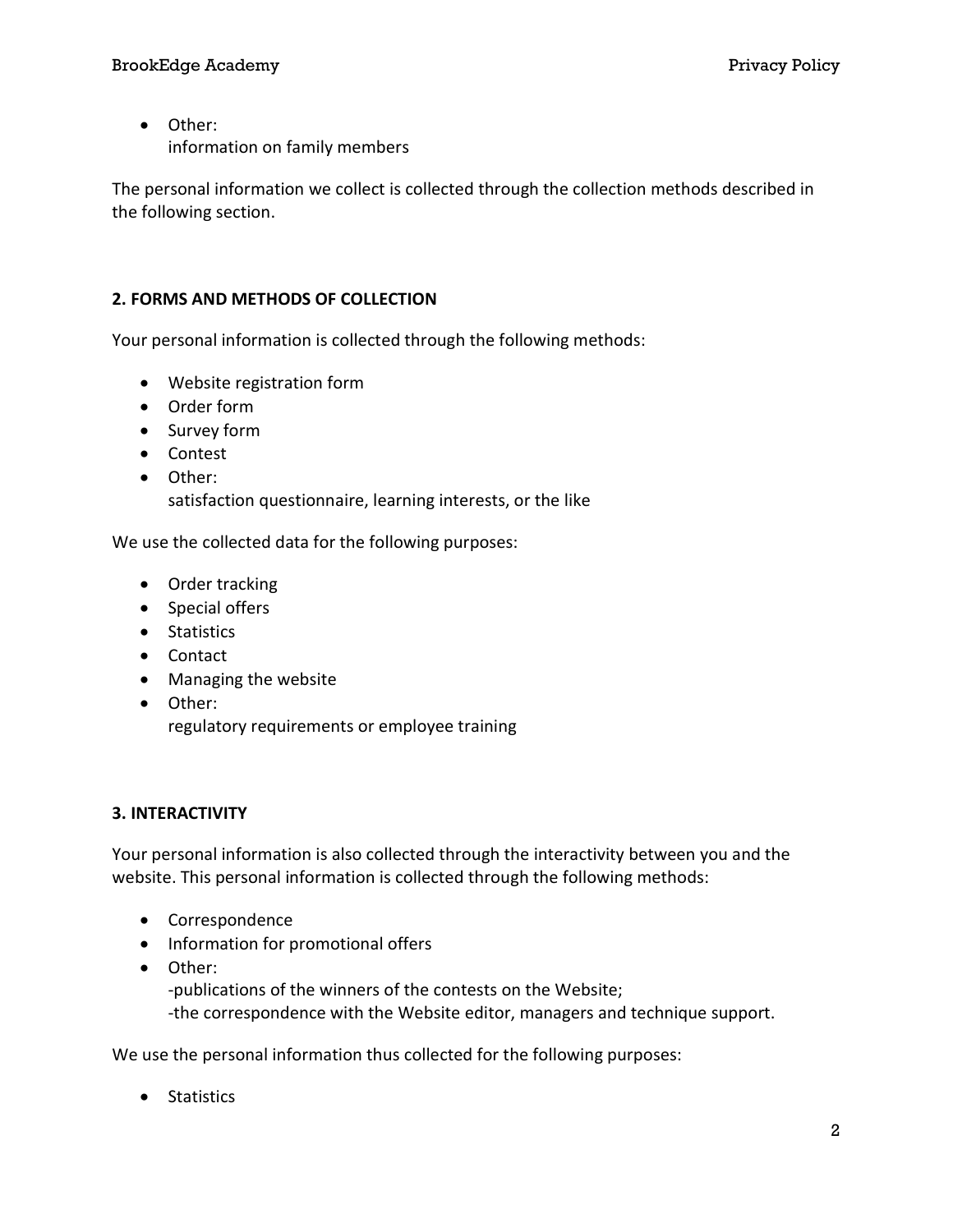- Other:
  information on family members

The personal information we collect is collected through the collection methods described in the following section.

## 2. FORMS AND METHODS OF COLLECTION

Your personal information is collected through the following methods:

- Website registration form
- Order form
- Survey form
- Contest
- Other:
  satisfaction questionnaire, learning interests, or the like

We use the collected data for the following purposes:

- Order tracking
- Special offers
- Statistics
- Contact
- Managing the website
- Other:
  regulatory requirements or employee training

## 3. INTERACTIVITY

Your personal information is also collected through the interactivity between you and the website. This personal information is collected through the following methods:

- Correspondence
- Information for promotional offers
- Other:
  -publications of the winners of the contests on the Website;
  -the correspondence with the Website editor, managers and technique support.

We use the personal information thus collected for the following purposes:

- Statistics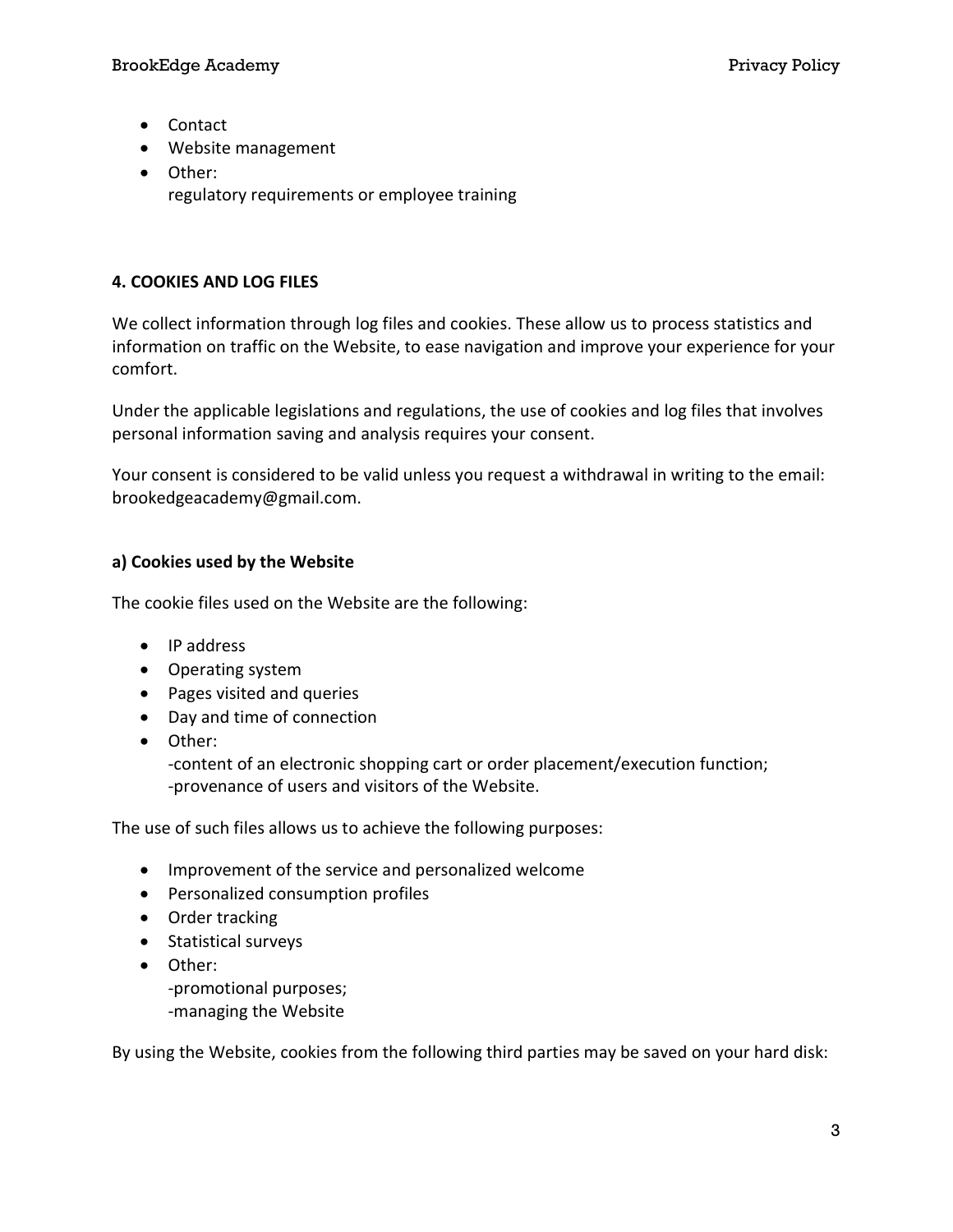- Contact
- Website management
- Other:
  regulatory requirements or employee training

## 4. COOKIES AND LOG FILES

We collect information through log files and cookies. These allow us to process statistics and information on traffic on the Website, to ease navigation and improve your experience for your comfort.

Under the applicable legislations and regulations, the use of cookies and log files that involves personal information saving and analysis requires your consent.

Your consent is considered to be valid unless you request a withdrawal in writing to the email: brookedgeacademy@gmail.com.

### a) Cookies used by the Website

The cookie files used on the Website are the following:

- IP address
- Operating system
- Pages visited and queries
- Day and time of connection
- Other:
  -content of an electronic shopping cart or order placement/execution function;
  -provenance of users and visitors of the Website.

The use of such files allows us to achieve the following purposes:

- Improvement of the service and personalized welcome
- Personalized consumption profiles
- Order tracking
- Statistical surveys
- Other:
  -promotional purposes;
  -managing the Website

By using the Website, cookies from the following third parties may be saved on your hard disk: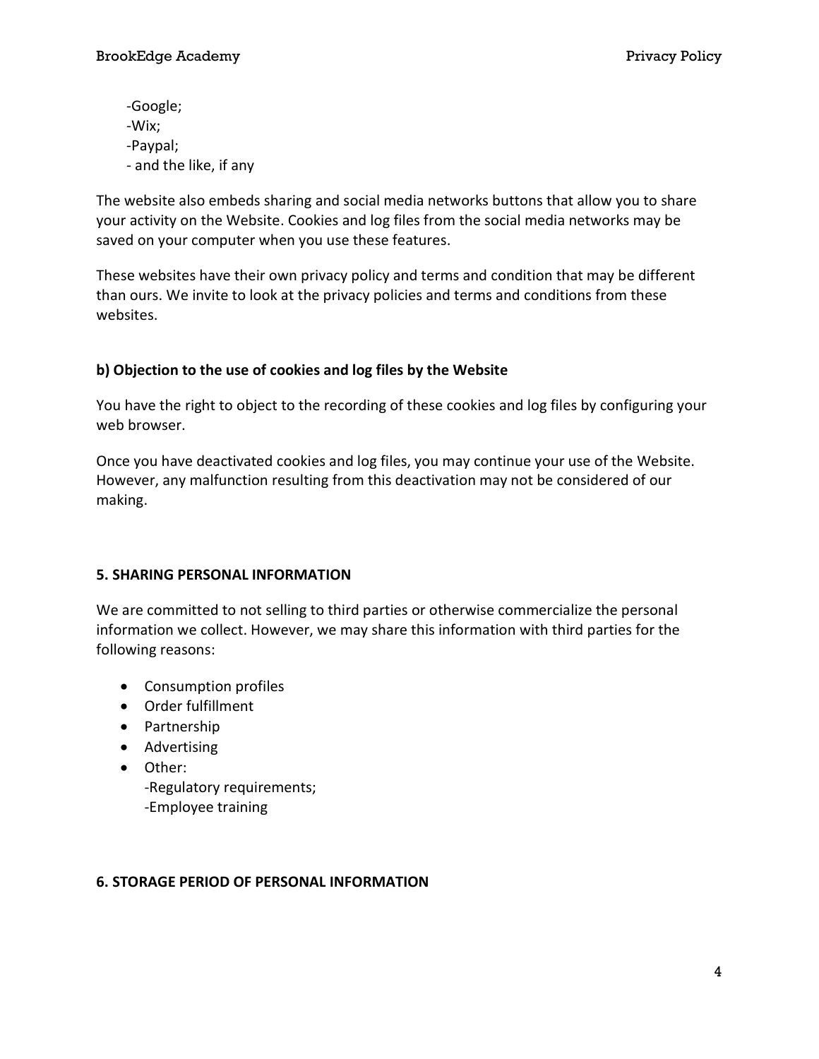-Google;
-Wix;
-Paypal;
- and the like, if any

The website also embeds sharing and social media networks buttons that allow you to share your activity on the Website. Cookies and log files from the social media networks may be saved on your computer when you use these features.

These websites have their own privacy policy and terms and condition that may be different than ours. We invite to look at the privacy policies and terms and conditions from these websites.

**b) Objection to the use of cookies and log files by the Website**

You have the right to object to the recording of these cookies and log files by configuring your web browser.

Once you have deactivated cookies and log files, you may continue your use of the Website. However, any malfunction resulting from this deactivation may not be considered of our making.

## 5. SHARING PERSONAL INFORMATION

We are committed to not selling to third parties or otherwise commercialize the personal information we collect. However, we may share this information with third parties for the following reasons:

- Consumption profiles
- Order fulfillment
- Partnership
- Advertising
- Other:
  -Regulatory requirements;
  -Employee training

## 6. STORAGE PERIOD OF PERSONAL INFORMATION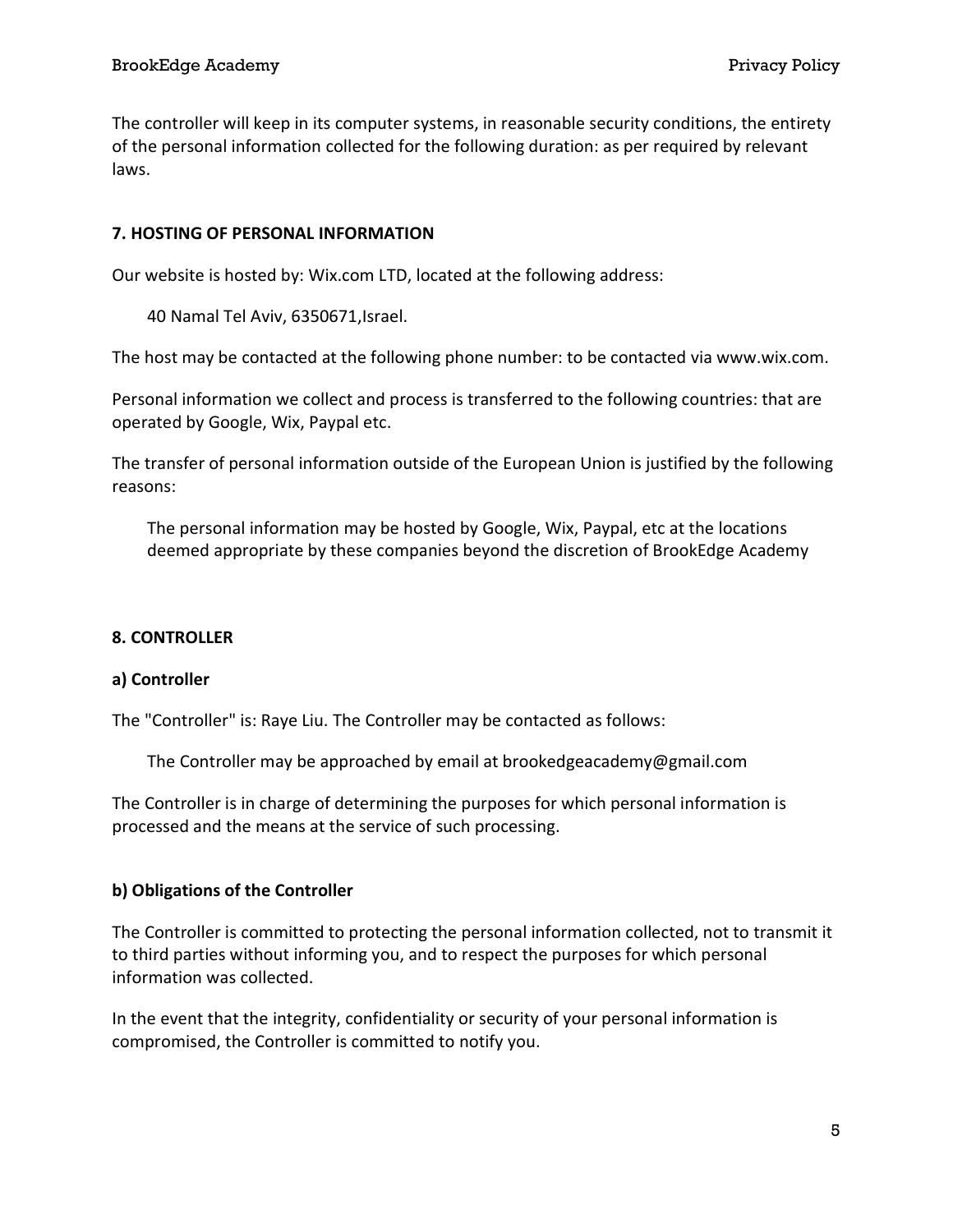The controller will keep in its computer systems, in reasonable security conditions, the entirety of the personal information collected for the following duration: as per required by relevant laws.

## 7. HOSTING OF PERSONAL INFORMATION

Our website is hosted by: Wix.com LTD, located at the following address:

> 40 Namal Tel Aviv, 6350671,Israel.

The host may be contacted at the following phone number: to be contacted via www.wix.com.

Personal information we collect and process is transferred to the following countries: that are operated by Google, Wix, Paypal etc.

The transfer of personal information outside of the European Union is justified by the following reasons:

> The personal information may be hosted by Google, Wix, Paypal, etc at the locations deemed appropriate by these companies beyond the discretion of BrookEdge Academy

## 8. CONTROLLER

### a) Controller

The "Controller" is: Raye Liu. The Controller may be contacted as follows:

> The Controller may be approached by email at brookedgeacademy@gmail.com

The Controller is in charge of determining the purposes for which personal information is processed and the means at the service of such processing.

### b) Obligations of the Controller

The Controller is committed to protecting the personal information collected, not to transmit it to third parties without informing you, and to respect the purposes for which personal information was collected.

In the event that the integrity, confidentiality or security of your personal information is compromised, the Controller is committed to notify you.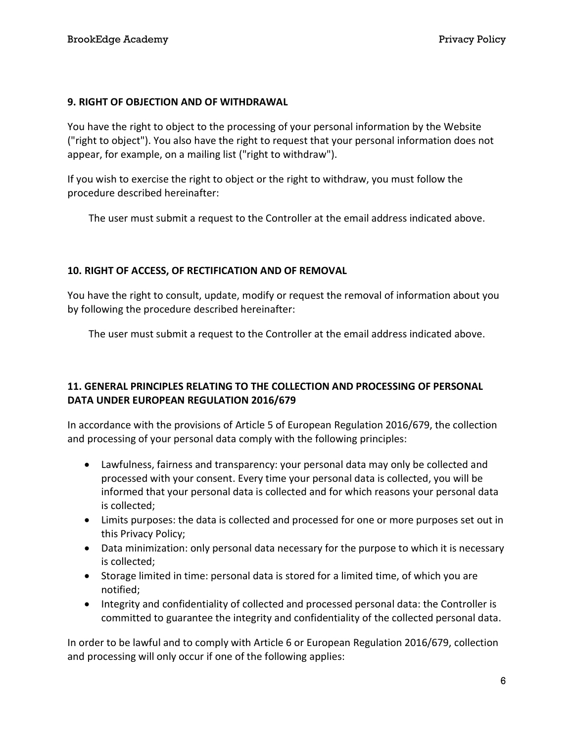## 9. RIGHT OF OBJECTION AND OF WITHDRAWAL

You have the right to object to the processing of your personal information by the Website ("right to object"). You also have the right to request that your personal information does not appear, for example, on a mailing list ("right to withdraw").

If you wish to exercise the right to object or the right to withdraw, you must follow the procedure described hereinafter:

> The user must submit a request to the Controller at the email address indicated above.

## 10. RIGHT OF ACCESS, OF RECTIFICATION AND OF REMOVAL

You have the right to consult, update, modify or request the removal of information about you by following the procedure described hereinafter:

> The user must submit a request to the Controller at the email address indicated above.

## 11. GENERAL PRINCIPLES RELATING TO THE COLLECTION AND PROCESSING OF PERSONAL DATA UNDER EUROPEAN REGULATION 2016/679

In accordance with the provisions of Article 5 of European Regulation 2016/679, the collection and processing of your personal data comply with the following principles:

- Lawfulness, fairness and transparency: your personal data may only be collected and processed with your consent. Every time your personal data is collected, you will be informed that your personal data is collected and for which reasons your personal data is collected;
- Limits purposes: the data is collected and processed for one or more purposes set out in this Privacy Policy;
- Data minimization: only personal data necessary for the purpose to which it is necessary is collected;
- Storage limited in time: personal data is stored for a limited time, of which you are notified;
- Integrity and confidentiality of collected and processed personal data: the Controller is committed to guarantee the integrity and confidentiality of the collected personal data.

In order to be lawful and to comply with Article 6 or European Regulation 2016/679, collection and processing will only occur if one of the following applies: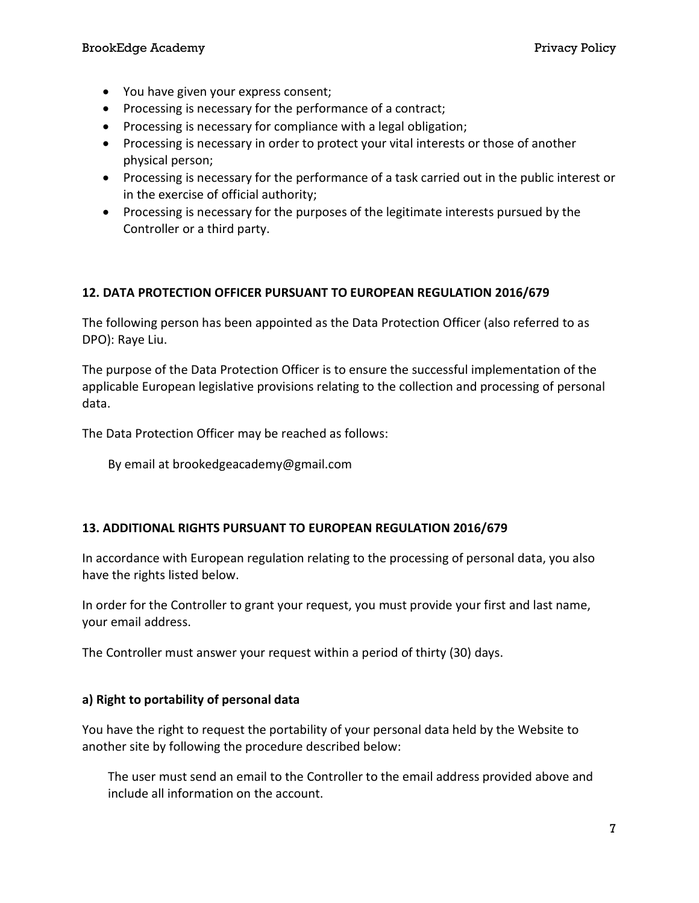- You have given your express consent;
- Processing is necessary for the performance of a contract;
- Processing is necessary for compliance with a legal obligation;
- Processing is necessary in order to protect your vital interests or those of another physical person;
- Processing is necessary for the performance of a task carried out in the public interest or in the exercise of official authority;
- Processing is necessary for the purposes of the legitimate interests pursued by the Controller or a third party.

## 12. DATA PROTECTION OFFICER PURSUANT TO EUROPEAN REGULATION 2016/679

The following person has been appointed as the Data Protection Officer (also referred to as DPO): Raye Liu.

The purpose of the Data Protection Officer is to ensure the successful implementation of the applicable European legislative provisions relating to the collection and processing of personal data.

The Data Protection Officer may be reached as follows:

> By email at brookedgeacademy@gmail.com

## 13. ADDITIONAL RIGHTS PURSUANT TO EUROPEAN REGULATION 2016/679

In accordance with European regulation relating to the processing of personal data, you also have the rights listed below.

In order for the Controller to grant your request, you must provide your first and last name, your email address.

The Controller must answer your request within a period of thirty (30) days.

### a) Right to portability of personal data

You have the right to request the portability of your personal data held by the Website to another site by following the procedure described below:

> The user must send an email to the Controller to the email address provided above and include all information on the account.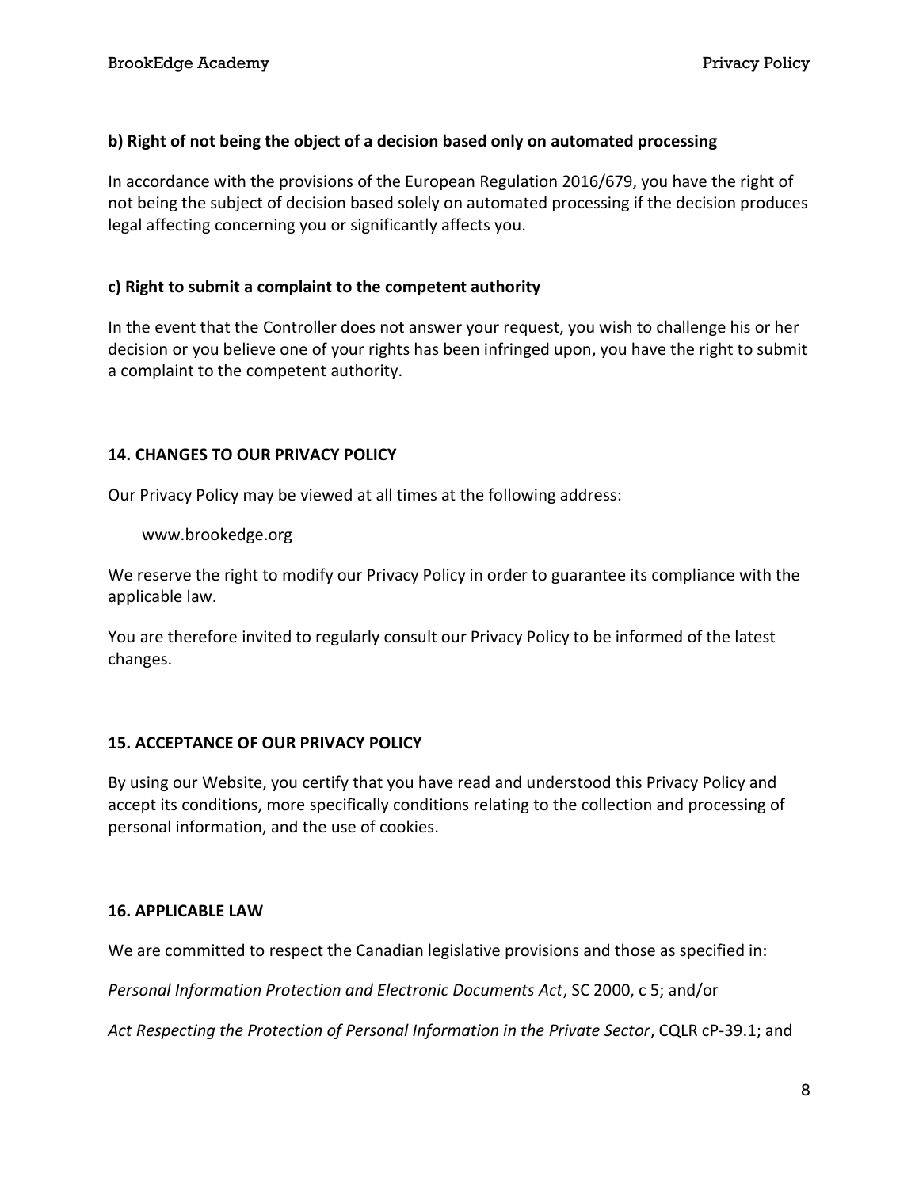#### b) Right of not being the object of a decision based only on automated processing

In accordance with the provisions of the European Regulation 2016/679, you have the right of not being the subject of decision based solely on automated processing if the decision produces legal affecting concerning you or significantly affects you.

#### c) Right to submit a complaint to the competent authority

In the event that the Controller does not answer your request, you wish to challenge his or her decision or you believe one of your rights has been infringed upon, you have the right to submit a complaint to the competent authority.

### 14. CHANGES TO OUR PRIVACY POLICY

Our Privacy Policy may be viewed at all times at the following address:

> www.brookedge.org

We reserve the right to modify our Privacy Policy in order to guarantee its compliance with the applicable law.

You are therefore invited to regularly consult our Privacy Policy to be informed of the latest changes.

### 15. ACCEPTANCE OF OUR PRIVACY POLICY

By using our Website, you certify that you have read and understood this Privacy Policy and accept its conditions, more specifically conditions relating to the collection and processing of personal information, and the use of cookies.

### 16. APPLICABLE LAW

We are committed to respect the Canadian legislative provisions and those as specified in:

*Personal Information Protection and Electronic Documents Act*, SC 2000, c 5; and/or

*Act Respecting the Protection of Personal Information in the Private Sector*, CQLR cP-39.1; and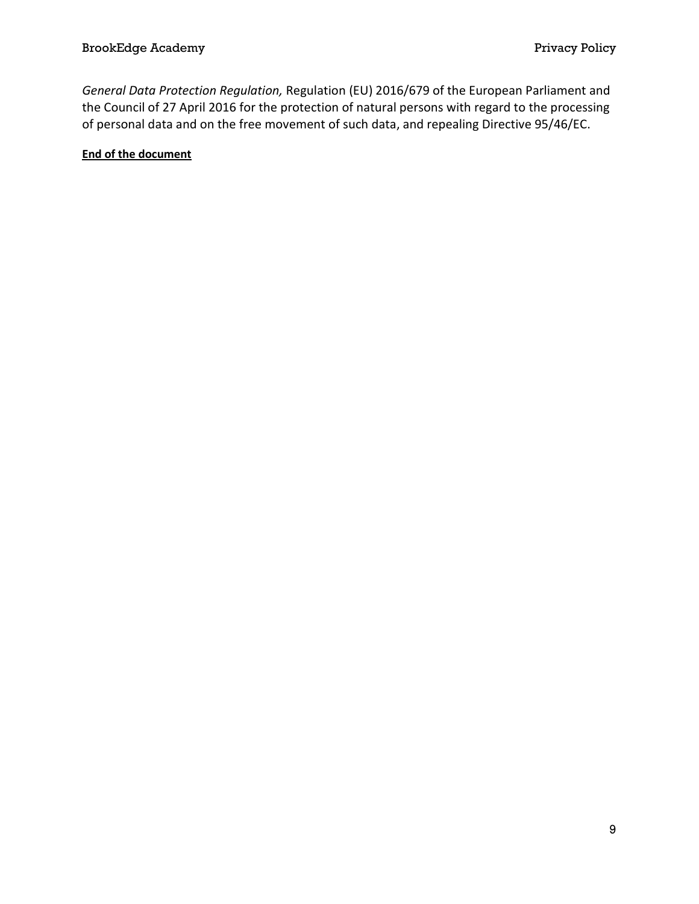*General Data Protection Regulation,* Regulation (EU) 2016/679 of the European Parliament and the Council of 27 April 2016 for the protection of natural persons with regard to the processing of personal data and on the free movement of such data, and repealing Directive 95/46/EC.

**End of the document**